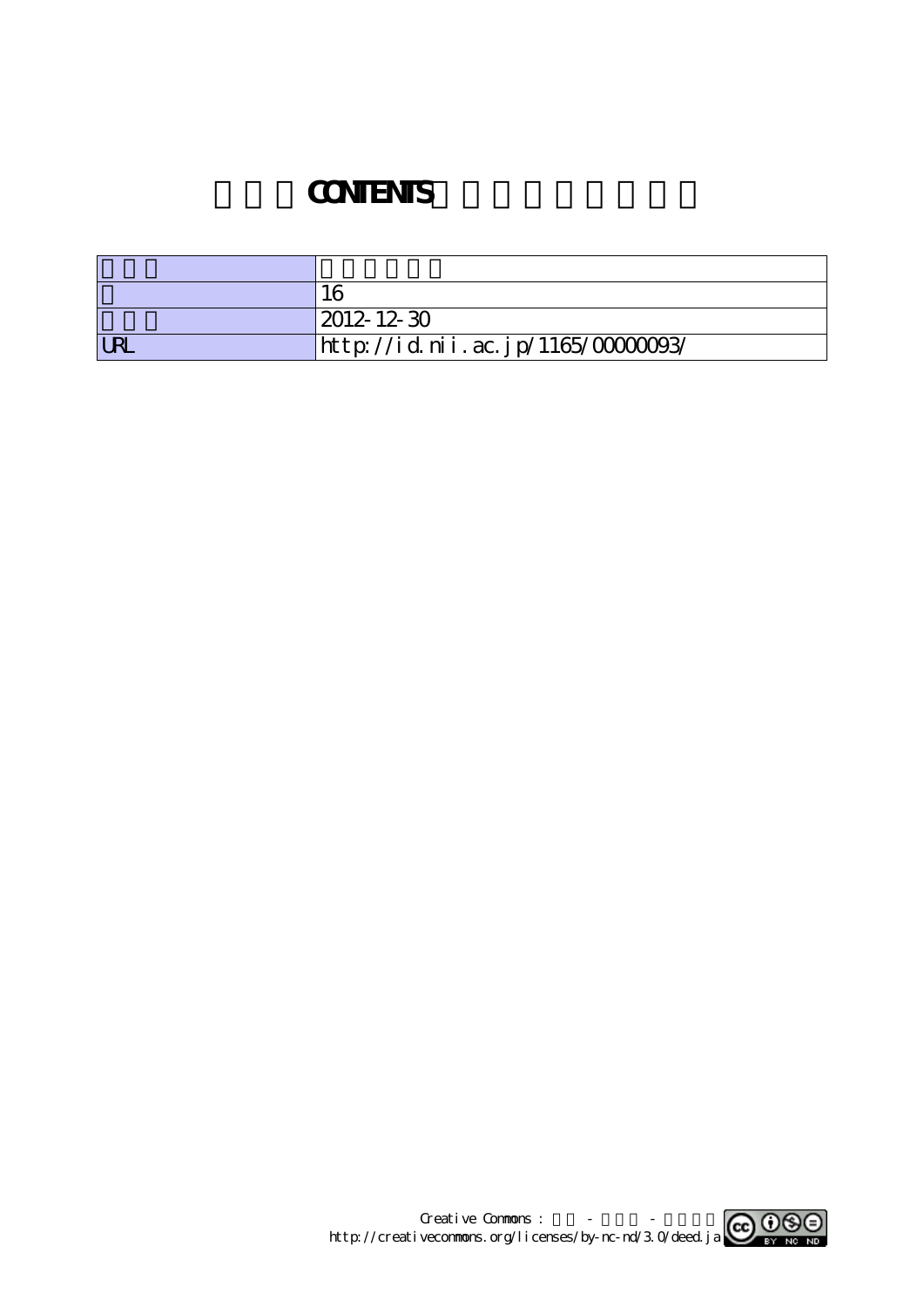# CONTENTS

| | |
|---|---|
| | |
| | 16 |
| | 2012-12-30 |
| URL | http://id.nii.ac.jp/1165/00000093/ |

Creative Commons : - -
http://creativecommons.org/licenses/by-nc-nd/3.0/deed.ja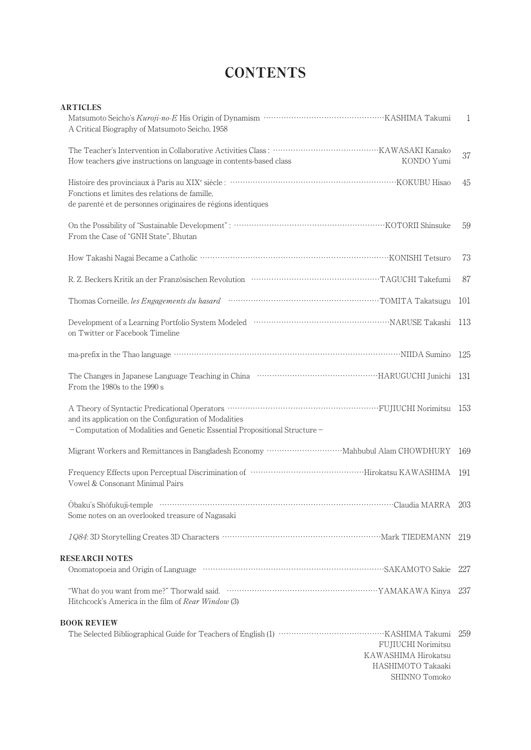# CONTENTS

## ARTICLES

Matsumoto Seicho's *Kuroji-no-E* His Origin of Dynamism ……KASHIMA Takumi 1
A Critical Biography of Matsumoto Seicho, 1958

The Teacher's Intervention in Collaborative Activities Class : ……KAWASAKI Kanako, KONDO Yumi 37
How teachers give instructions on language in contents-based class

Histoire des provinciaux à Paris au XIX[e] siècle : ……KOKUBU Hisao 45
Fonctions et limites des relations de famille,
de parenté et de personnes originaires de régions identiques

On the Possibility of "Sustainable Development" : ……KOTORII Shinsuke 59
From the Case of "GNH State", Bhutan

How Takashi Nagai Became a Catholic ……KONISHI Tetsuro 73

R. Z. Beckers Kritik an der Französischen Revolution ……TAGUCHI Takefumi 87

Thomas Corneille, *les Engagements du hasard* ……TOMITA Takatsugu 101

Development of a Learning Portfolio System Modeled ……NARUSE Takashi 113
on Twitter or Facebook Timeline

ma-prefix in the Thao language ……NIIDA Sumino 125

The Changes in Japanese Language Teaching in China ……HARUGUCHI Junichi 131
From the 1980s to the 1990 s

A Theory of Syntactic Predicational Operators ……FUJIUCHI Norimitsu 153
and its application on the Configuration of Modalities
－Computation of Modalities and Genetic Essential Propositional Structure－

Migrant Workers and Remittances in Bangladesh Economy ……Mahbubul Alam CHOWDHURY 169

Frequency Effects upon Perceptual Discrimination of ……Hirokatsu KAWASHIMA 191
Vowel & Consonant Minimal Pairs

Ōbaku's Shōfukuji-temple ……Claudia MARRA 203
Some notes on an overlooked treasure of Nagasaki

*1Q84*: 3D Storytelling Creates 3D Characters ……Mark TIEDEMANN 219

## RESEARCH NOTES

Onomatopoeia and Origin of Language ……SAKAMOTO Sakie 227

"What do you want from me?" Thorwald said. ……YAMAKAWA Kinya 237
Hitchcock's America in the film of *Rear Window* (3)

## BOOK REVIEW

The Selected Bibliographical Guide for Teachers of English (1) ……KASHIMA Takumi, FUJIUCHI Norimitsu, KAWASHIMA Hirokatsu, HASHIMOTO Takaaki, SHINNO Tomoko 259